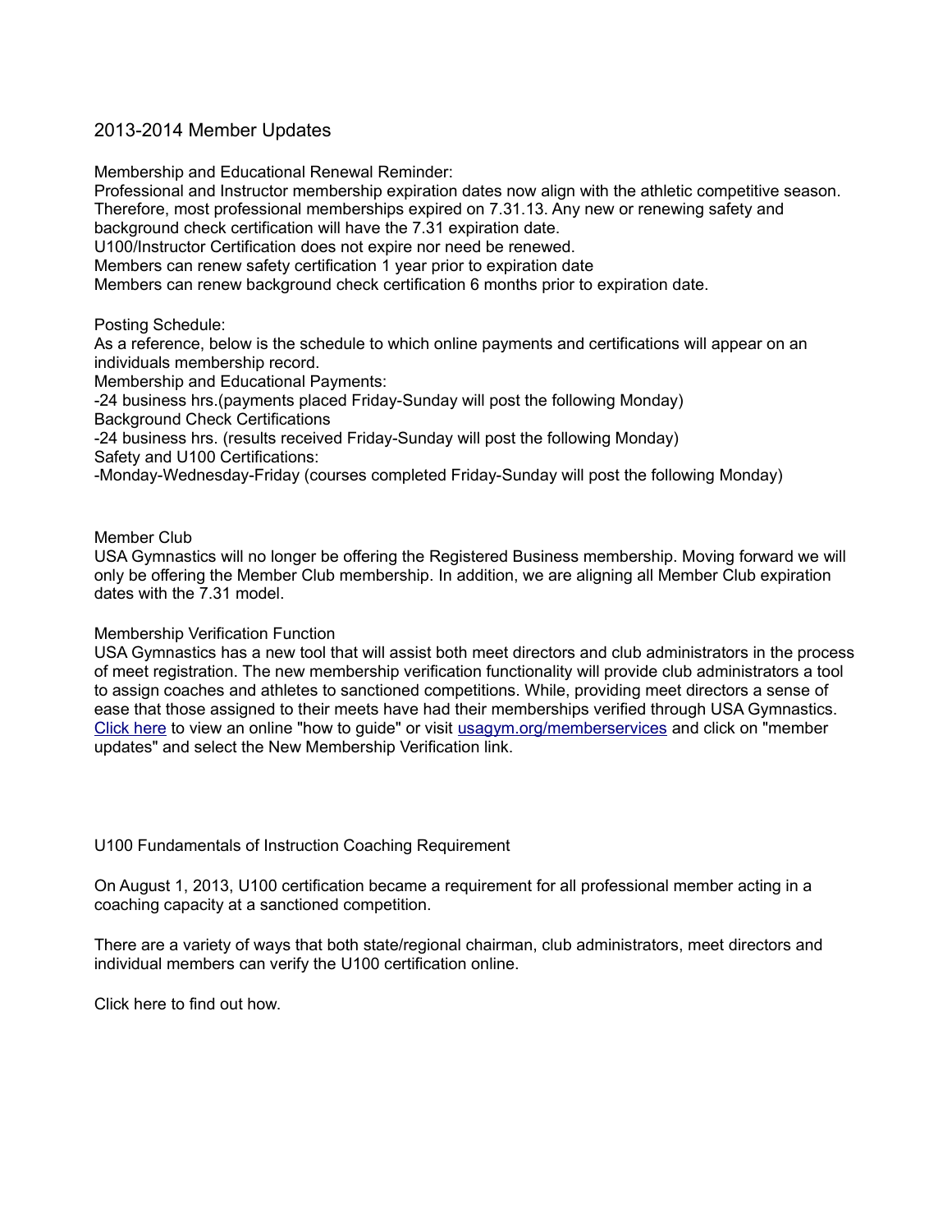# 2013-2014 Member Updates

Membership and Educational Renewal Reminder:
Professional and Instructor membership expiration dates now align with the athletic competitive season. Therefore, most professional memberships expired on 7.31.13. Any new or renewing safety and background check certification will have the 7.31 expiration date.
U100/Instructor Certification does not expire nor need be renewed.
Members can renew safety certification 1 year prior to expiration date
Members can renew background check certification 6 months prior to expiration date.

Posting Schedule:
As a reference, below is the schedule to which online payments and certifications will appear on an individuals membership record.
Membership and Educational Payments:
-24 business hrs.(payments placed Friday-Sunday will post the following Monday)
Background Check Certifications
-24 business hrs. (results received Friday-Sunday will post the following Monday)
Safety and U100 Certifications:
-Monday-Wednesday-Friday (courses completed Friday-Sunday will post the following Monday)

Member Club
USA Gymnastics will no longer be offering the Registered Business membership. Moving forward we will only be offering the Member Club membership. In addition, we are aligning all Member Club expiration dates with the 7.31 model.

Membership Verification Function
USA Gymnastics has a new tool that will assist both meet directors and club administrators in the process of meet registration. The new membership verification functionality will provide club administrators a tool to assign coaches and athletes to sanctioned competitions. While, providing meet directors a sense of ease that those assigned to their meets have had their memberships verified through USA Gymnastics. Click here to view an online "how to guide" or visit usagym.org/memberservices and click on "member updates" and select the New Membership Verification link.

U100 Fundamentals of Instruction Coaching Requirement

On August 1, 2013, U100 certification became a requirement for all professional member acting in a coaching capacity at a sanctioned competition.

There are a variety of ways that both state/regional chairman, club administrators, meet directors and individual members can verify the U100 certification online.

Click here to find out how.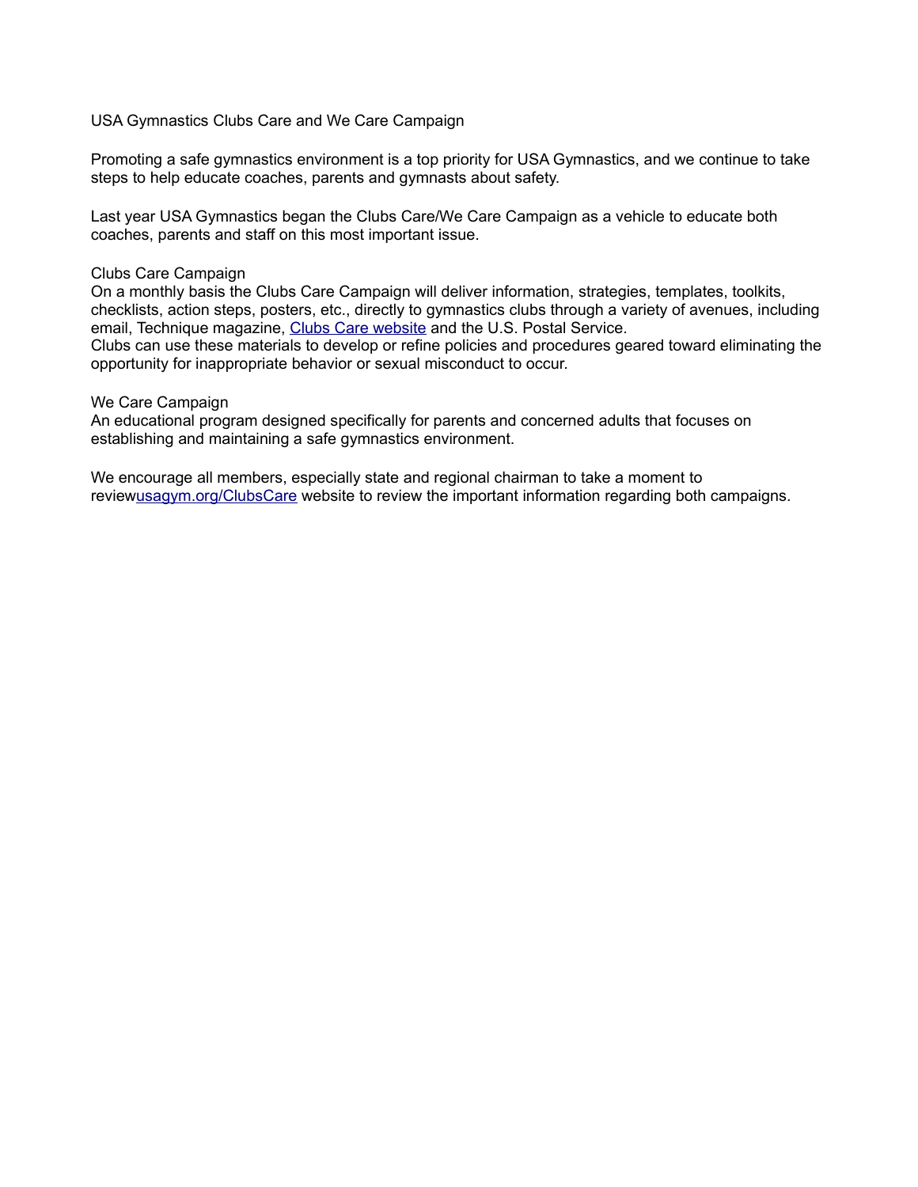USA Gymnastics Clubs Care and We Care Campaign

Promoting a safe gymnastics environment is a top priority for USA Gymnastics, and we continue to take steps to help educate coaches, parents and gymnasts about safety.

Last year USA Gymnastics began the Clubs Care/We Care Campaign as a vehicle to educate both coaches, parents and staff on this most important issue.

Clubs Care Campaign
On a monthly basis the Clubs Care Campaign will deliver information, strategies, templates, toolkits, checklists, action steps, posters, etc., directly to gymnastics clubs through a variety of avenues, including email, Technique magazine, Clubs Care website and the U.S. Postal Service.
Clubs can use these materials to develop or refine policies and procedures geared toward eliminating the opportunity for inappropriate behavior or sexual misconduct to occur.

We Care Campaign
An educational program designed specifically for parents and concerned adults that focuses on establishing and maintaining a safe gymnastics environment.

We encourage all members, especially state and regional chairman to take a moment to reviewusagym.org/ClubsCare website to review the important information regarding both campaigns.